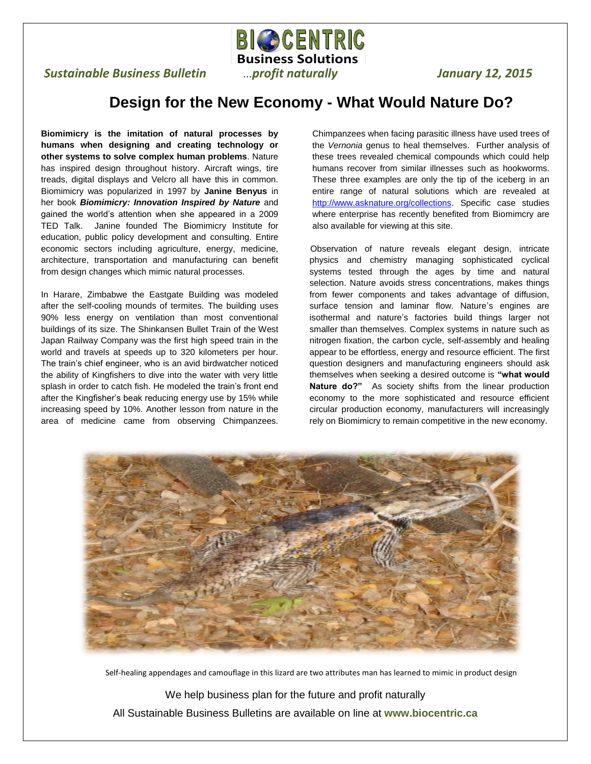**BIOCENTRIC Business Solutions**

*Sustainable Business Bulletin* ...*profit naturally* *January 12, 2015*

# Design for the New Economy - What Would Nature Do?

**Biomimicry is the imitation of natural processes by humans when designing and creating technology or other systems to solve complex human problems**. Nature has inspired design throughout history. Aircraft wings, tire treads, digital displays and Velcro all have this in common. Biomimicry was popularized in 1997 by **Janine Benyus** in her book ***Biomimicry: Innovation Inspired by Nature*** and gained the world's attention when she appeared in a 2009 TED Talk. Janine founded The Biomimicry Institute for education, public policy development and consulting. Entire economic sectors including agriculture, energy, medicine, architecture, transportation and manufacturing can benefit from design changes which mimic natural processes.

In Harare, Zimbabwe the Eastgate Building was modeled after the self-cooling mounds of termites. The building uses 90% less energy on ventilation than most conventional buildings of its size. The Shinkansen Bullet Train of the West Japan Railway Company was the first high speed train in the world and travels at speeds up to 320 kilometers per hour. The train's chief engineer, who is an avid birdwatcher noticed the ability of Kingfishers to dive into the water with very little splash in order to catch fish. He modeled the train's front end after the Kingfisher's beak reducing energy use by 15% while increasing speed by 10%. Another lesson from nature in the area of medicine came from observing Chimpanzees. Chimpanzees when facing parasitic illness have used trees of the *Vernonia* genus to heal themselves. Further analysis of these trees revealed chemical compounds which could help humans recover from similar illnesses such as hookworms. These three examples are only the tip of the iceberg in an entire range of natural solutions which are revealed at http://www.asknature.org/collections. Specific case studies where enterprise has recently benefited from Biomimcry are also available for viewing at this site.

Observation of nature reveals elegant design, intricate physics and chemistry managing sophisticated cyclical systems tested through the ages by time and natural selection. Nature avoids stress concentrations, makes things from fewer components and takes advantage of diffusion, surface tension and laminar flow. Nature's engines are isothermal and nature's factories build things larger not smaller than themselves. Complex systems in nature such as nitrogen fixation, the carbon cycle, self-assembly and healing appear to be effortless, energy and resource efficient. The first question designers and manufacturing engineers should ask themselves when seeking a desired outcome is **"what would Nature do?"** As society shifts from the linear production economy to the more sophisticated and resource efficient circular production economy, manufacturers will increasingly rely on Biomimicry to remain competitive in the new economy.

Self-healing appendages and camouflage in this lizard are two attributes man has learned to mimic in product design

We help business plan for the future and profit naturally

All Sustainable Business Bulletins are available on line at **www.biocentric.ca**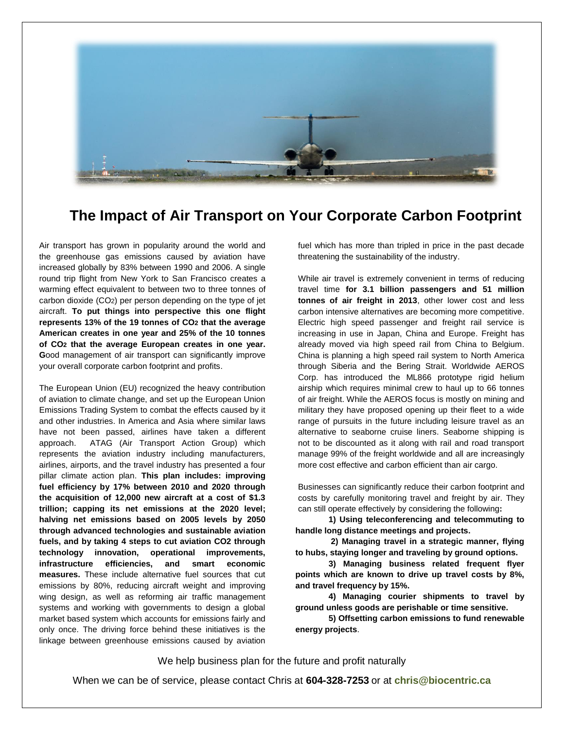# The Impact of Air Transport on Your Corporate Carbon Footprint

Air transport has grown in popularity around the world and the greenhouse gas emissions caused by aviation have increased globally by 83% between 1990 and 2006. A single round trip flight from New York to San Francisco creates a warming effect equivalent to between two to three tonnes of carbon dioxide ($CO_2$) per person depending on the type of jet aircraft. **To put things into perspective this one flight represents 13% of the 19 tonnes of $CO_2$ that the average American creates in one year and 25% of the 10 tonnes of $CO_2$ that the average European creates in one year. G**ood management of air transport can significantly improve your overall corporate carbon footprint and profits.

The European Union (EU) recognized the heavy contribution of aviation to climate change, and set up the European Union Emissions Trading System to combat the effects caused by it and other industries. In America and Asia where similar laws have not been passed, airlines have taken a different approach. ATAG (Air Transport Action Group) which represents the aviation industry including manufacturers, airlines, airports, and the travel industry has presented a four pillar climate action plan. **This plan includes: improving fuel efficiency by 17% between 2010 and 2020 through the acquisition of 12,000 new aircraft at a cost of $1.3 trillion; capping its net emissions at the 2020 level; halving net emissions based on 2005 levels by 2050 through advanced technologies and sustainable aviation fuels, and by taking 4 steps to cut aviation CO2 through technology innovation, operational improvements, infrastructure efficiencies, and smart economic measures.** These include alternative fuel sources that cut emissions by 80%, reducing aircraft weight and improving wing design, as well as reforming air traffic management systems and working with governments to design a global market based system which accounts for emissions fairly and only once. The driving force behind these initiatives is the linkage between greenhouse emissions caused by aviation fuel which has more than tripled in price in the past decade threatening the sustainability of the industry.

While air travel is extremely convenient in terms of reducing travel time **for 3.1 billion passengers and 51 million tonnes of air freight in 2013**, other lower cost and less carbon intensive alternatives are becoming more competitive. Electric high speed passenger and freight rail service is increasing in use in Japan, China and Europe. Freight has already moved via high speed rail from China to Belgium. China is planning a high speed rail system to North America through Siberia and the Bering Strait. Worldwide AEROS Corp. has introduced the ML866 prototype rigid helium airship which requires minimal crew to haul up to 66 tonnes of air freight. While the AEROS focus is mostly on mining and military they have proposed opening up their fleet to a wide range of pursuits in the future including leisure travel as an alternative to seaborne cruise liners. Seaborne shipping is not to be discounted as it along with rail and road transport manage 99% of the freight worldwide and all are increasingly more cost effective and carbon efficient than air cargo.

Businesses can significantly reduce their carbon footprint and costs by carefully monitoring travel and freight by air. They can still operate effectively by considering the following**:**

**1) Using teleconferencing and telecommuting to handle long distance meetings and projects.**

**2) Managing travel in a strategic manner, flying to hubs, staying longer and traveling by ground options.**

**3) Managing business related frequent flyer points which are known to drive up travel costs by 8%, and travel frequency by 15%.**

**4) Managing courier shipments to travel by ground unless goods are perishable or time sensitive.**

**5) Offsetting carbon emissions to fund renewable energy projects**.

We help business plan for the future and profit naturally

When we can be of service, please contact Chris at **604-328-7253** or at **chris@biocentric.ca**